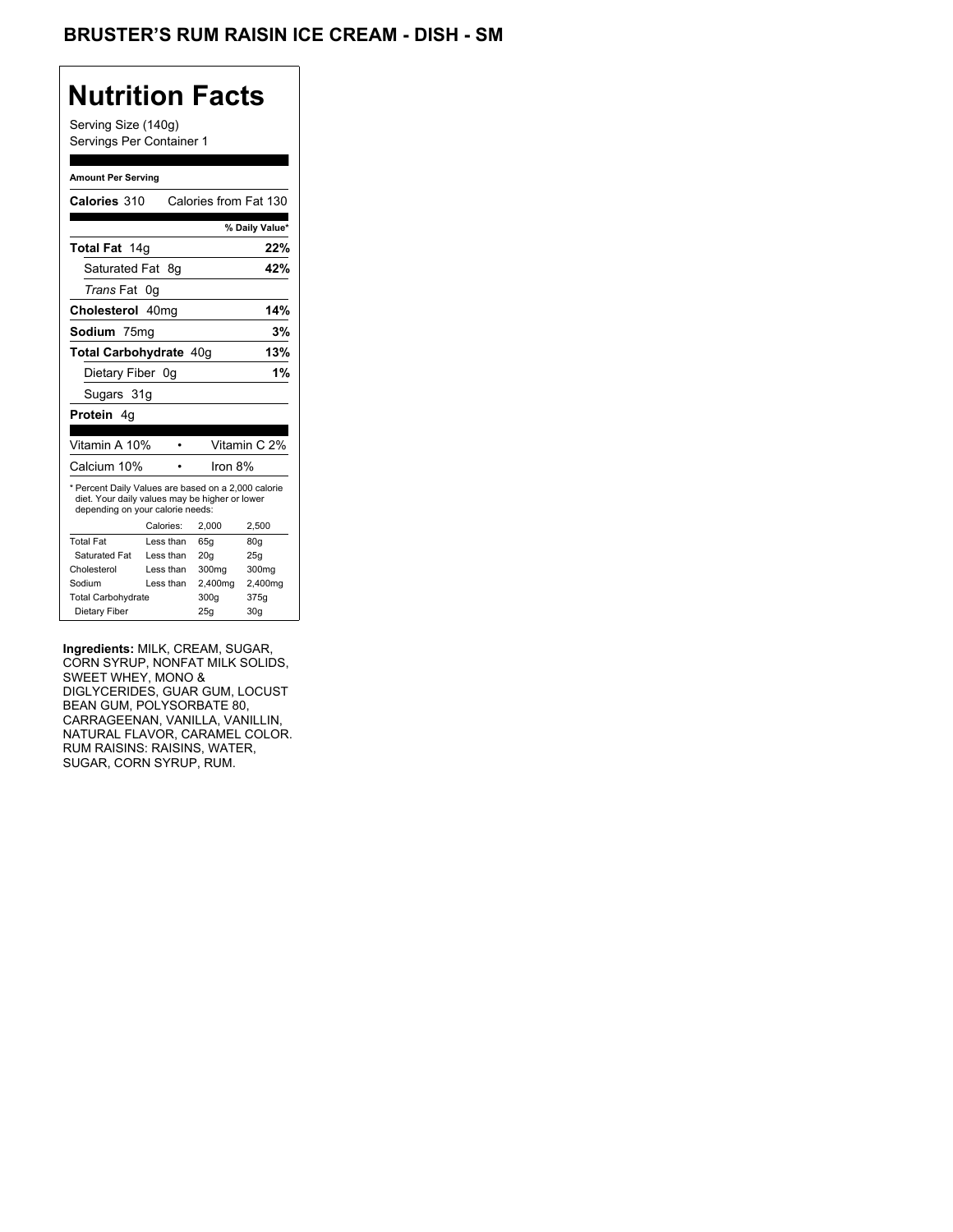# BRUSTER'S RUM RAISIN ICE CREAM - DISH - SM

## Nutrition Facts

Serving Size (140g)
Servings Per Container 1

**Amount Per Serving**

**Calories** 310 Calories from Fat 130

| | % Daily Value* |
|---|---|
| **Total Fat** 14g | **22%** |
| Saturated Fat 8g | **42%** |
| *Trans* Fat 0g | |
| **Cholesterol** 40mg | **14%** |
| **Sodium** 75mg | **3%** |
| **Total Carbohydrate** 40g | **13%** |
| Dietary Fiber 0g | **1%** |
| Sugars 31g | |
| **Protein** 4g | |

| | |
|---|---|
| Vitamin A 10% | Vitamin C 2% |
| Calcium 10% | Iron 8% |

* Percent Daily Values are based on a 2,000 calorie diet. Your daily values may be higher or lower depending on your calorie needs:

| | Calories: | 2,000 | 2,500 |
|---|---|---|---|
| Total Fat | Less than | 65g | 80g |
| Saturated Fat | Less than | 20g | 25g |
| Cholesterol | Less than | 300mg | 300mg |
| Sodium | Less than | 2,400mg | 2,400mg |
| Total Carbohydrate | | 300g | 375g |
| Dietary Fiber | | 25g | 30g |

**Ingredients:** MILK, CREAM, SUGAR, CORN SYRUP, NONFAT MILK SOLIDS, SWEET WHEY, MONO & DIGLYCERIDES, GUAR GUM, LOCUST BEAN GUM, POLYSORBATE 80, CARRAGEENAN, VANILLA, VANILLIN, NATURAL FLAVOR, CARAMEL COLOR. RUM RAISINS: RAISINS, WATER, SUGAR, CORN SYRUP, RUM.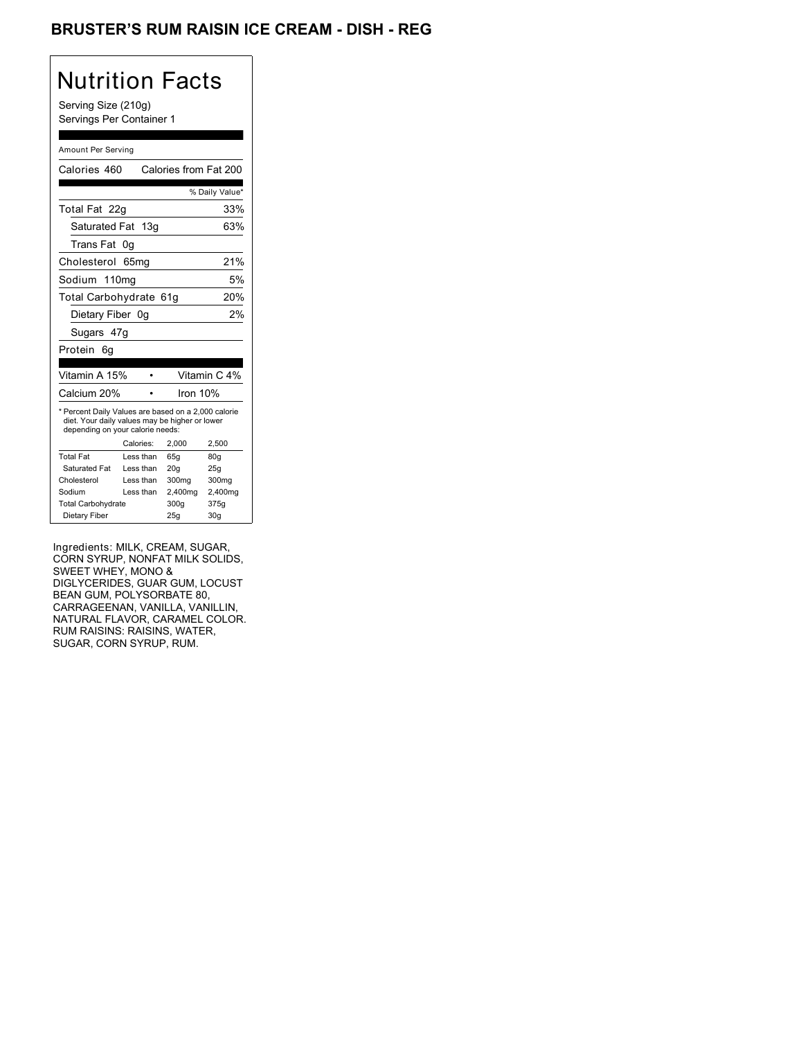## BRUSTER'S RUM RAISIN ICE CREAM - DISH - REG

# Nutrition Facts

Serving Size (210g)
Servings Per Container 1

Amount Per Serving

| Calories 460 | Calories from Fat 200 |
|---|---|
| | % Daily Value* |
| Total Fat 22g | 33% |
| Saturated Fat 13g | 63% |
| Trans Fat 0g | |
| Cholesterol 65mg | 21% |
| Sodium 110mg | 5% |
| Total Carbohydrate 61g | 20% |
| Dietary Fiber 0g | 2% |
| Sugars 47g | |
| Protein 6g | |

| Vitamin A 15% | • | Vitamin C 4% |
|---|---|---|
| Calcium 20% | • | Iron 10% |

* Percent Daily Values are based on a 2,000 calorie diet. Your daily values may be higher or lower depending on your calorie needs:

| | Calories: | 2,000 | 2,500 |
|---|---|---|---|
| Total Fat | Less than | 65g | 80g |
| Saturated Fat | Less than | 20g | 25g |
| Cholesterol | Less than | 300mg | 300mg |
| Sodium | Less than | 2,400mg | 2,400mg |
| Total Carbohydrate | | 300g | 375g |
| Dietary Fiber | | 25g | 30g |

Ingredients: MILK, CREAM, SUGAR, CORN SYRUP, NONFAT MILK SOLIDS, SWEET WHEY, MONO & DIGLYCERIDES, GUAR GUM, LOCUST BEAN GUM, POLYSORBATE 80, CARRAGEENAN, VANILLA, VANILLIN, NATURAL FLAVOR, CARAMEL COLOR. RUM RAISINS: RAISINS, WATER, SUGAR, CORN SYRUP, RUM.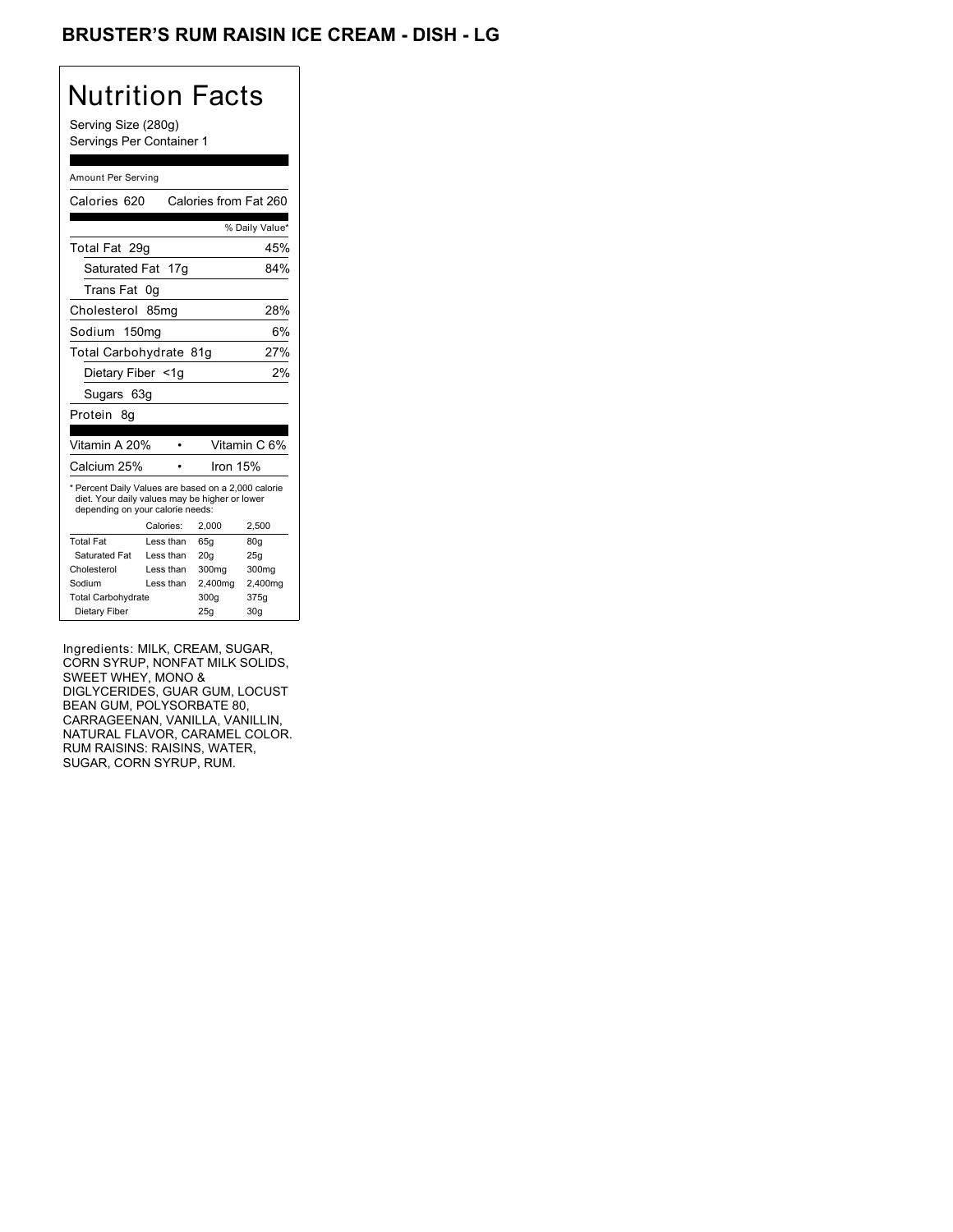# BRUSTER'S RUM RAISIN ICE CREAM - DISH - LG

## Nutrition Facts

Serving Size (280g)
Servings Per Container 1

Amount Per Serving

| | |
|---|---|
| Calories 620 | Calories from Fat 260 |
| | % Daily Value* |
| Total Fat 29g | 45% |
| Saturated Fat 17g | 84% |
| Trans Fat 0g | |
| Cholesterol 85mg | 28% |
| Sodium 150mg | 6% |
| Total Carbohydrate 81g | 27% |
| Dietary Fiber <1g | 2% |
| Sugars 63g | |
| Protein 8g | |

| | |
|---|---|
| Vitamin A 20% | Vitamin C 6% |
| Calcium 25% | Iron 15% |

* Percent Daily Values are based on a 2,000 calorie diet. Your daily values may be higher or lower depending on your calorie needs:

| | Calories: | 2,000 | 2,500 |
|---|---|---|---|
| Total Fat | Less than | 65g | 80g |
| Saturated Fat | Less than | 20g | 25g |
| Cholesterol | Less than | 300mg | 300mg |
| Sodium | Less than | 2,400mg | 2,400mg |
| Total Carbohydrate | | 300g | 375g |
| Dietary Fiber | | 25g | 30g |

Ingredients: MILK, CREAM, SUGAR, CORN SYRUP, NONFAT MILK SOLIDS, SWEET WHEY, MONO & DIGLYCERIDES, GUAR GUM, LOCUST BEAN GUM, POLYSORBATE 80, CARRAGEENAN, VANILLA, VANILLIN, NATURAL FLAVOR, CARAMEL COLOR. RUM RAISINS: RAISINS, WATER, SUGAR, CORN SYRUP, RUM.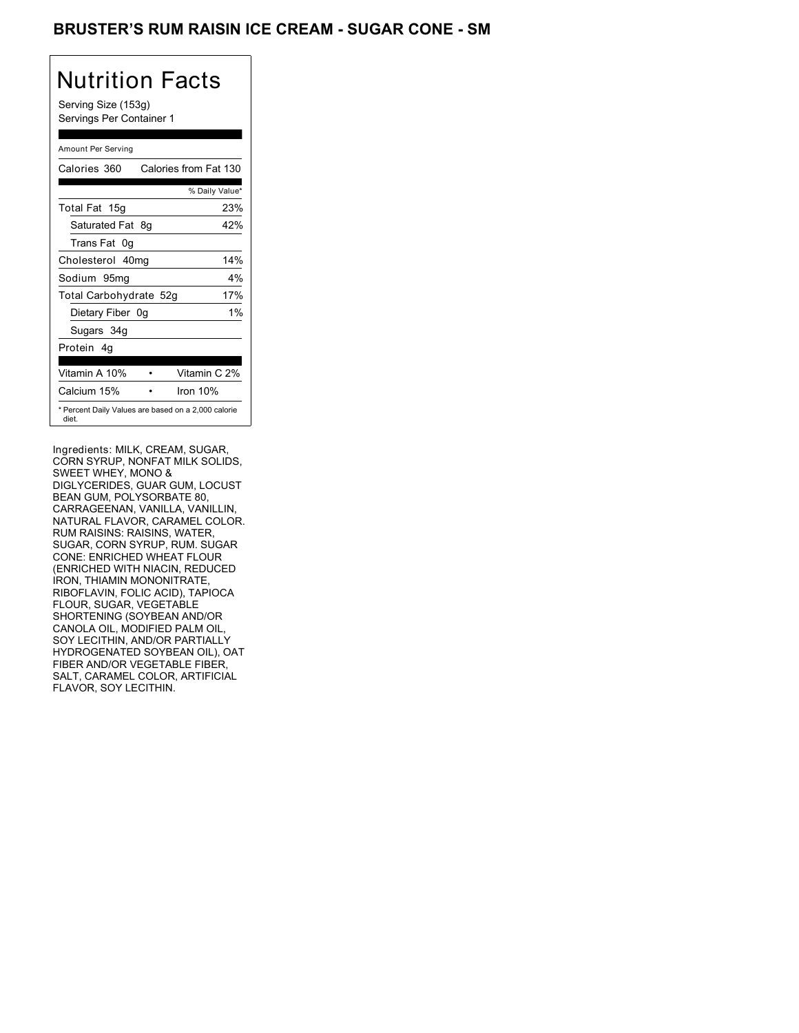## BRUSTER'S RUM RAISIN ICE CREAM - SUGAR CONE - SM

# Nutrition Facts

Serving Size (153g)
Servings Per Container 1

Amount Per Serving

| Calories 360 | Calories from Fat 130 |
|---|---|
| | % Daily Value* |
| Total Fat 15g | 23% |
| Saturated Fat 8g | 42% |
| Trans Fat 0g | |
| Cholesterol 40mg | 14% |
| Sodium 95mg | 4% |
| Total Carbohydrate 52g | 17% |
| Dietary Fiber 0g | 1% |
| Sugars 34g | |
| Protein 4g | |
| Vitamin A 10% | Vitamin C 2% |
| Calcium 15% | Iron 10% |

* Percent Daily Values are based on a 2,000 calorie diet.

Ingredients: MILK, CREAM, SUGAR, CORN SYRUP, NONFAT MILK SOLIDS, SWEET WHEY, MONO & DIGLYCERIDES, GUAR GUM, LOCUST BEAN GUM, POLYSORBATE 80, CARRAGEENAN, VANILLA, VANILLIN, NATURAL FLAVOR, CARAMEL COLOR. RUM RAISINS: RAISINS, WATER, SUGAR, CORN SYRUP, RUM. SUGAR CONE: ENRICHED WHEAT FLOUR (ENRICHED WITH NIACIN, REDUCED IRON, THIAMIN MONONITRATE, RIBOFLAVIN, FOLIC ACID), TAPIOCA FLOUR, SUGAR, VEGETABLE SHORTENING (SOYBEAN AND/OR CANOLA OIL, MODIFIED PALM OIL, SOY LECITHIN, AND/OR PARTIALLY HYDROGENATED SOYBEAN OIL), OAT FIBER AND/OR VEGETABLE FIBER, SALT, CARAMEL COLOR, ARTIFICIAL FLAVOR, SOY LECITHIN.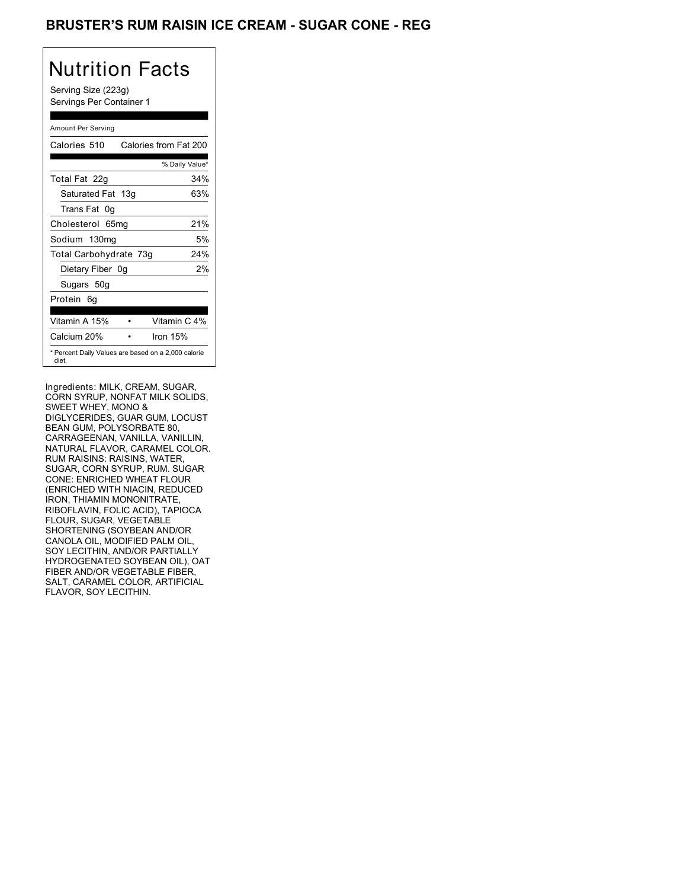# BRUSTER'S RUM RAISIN ICE CREAM - SUGAR CONE - REG

## Nutrition Facts

Serving Size (223g)
Servings Per Container 1

| Amount Per Serving | |
|---|---|
| Calories 510 | Calories from Fat 200 |
| | % Daily Value* |
| Total Fat 22g | 34% |
| Saturated Fat 13g | 63% |
| Trans Fat 0g | |
| Cholesterol 65mg | 21% |
| Sodium 130mg | 5% |
| Total Carbohydrate 73g | 24% |
| Dietary Fiber 0g | 2% |
| Sugars 50g | |
| Protein 6g | |
| Vitamin A 15% | Vitamin C 4% |
| Calcium 20% | Iron 15% |

* Percent Daily Values are based on a 2,000 calorie diet.

Ingredients: MILK, CREAM, SUGAR, CORN SYRUP, NONFAT MILK SOLIDS, SWEET WHEY, MONO & DIGLYCERIDES, GUAR GUM, LOCUST BEAN GUM, POLYSORBATE 80, CARRAGEENAN, VANILLA, VANILLIN, NATURAL FLAVOR, CARAMEL COLOR. RUM RAISINS: RAISINS, WATER, SUGAR, CORN SYRUP, RUM. SUGAR CONE: ENRICHED WHEAT FLOUR (ENRICHED WITH NIACIN, REDUCED IRON, THIAMIN MONONITRATE, RIBOFLAVIN, FOLIC ACID), TAPIOCA FLOUR, SUGAR, VEGETABLE SHORTENING (SOYBEAN AND/OR CANOLA OIL, MODIFIED PALM OIL, SOY LECITHIN, AND/OR PARTIALLY HYDROGENATED SOYBEAN OIL), OAT FIBER AND/OR VEGETABLE FIBER, SALT, CARAMEL COLOR, ARTIFICIAL FLAVOR, SOY LECITHIN.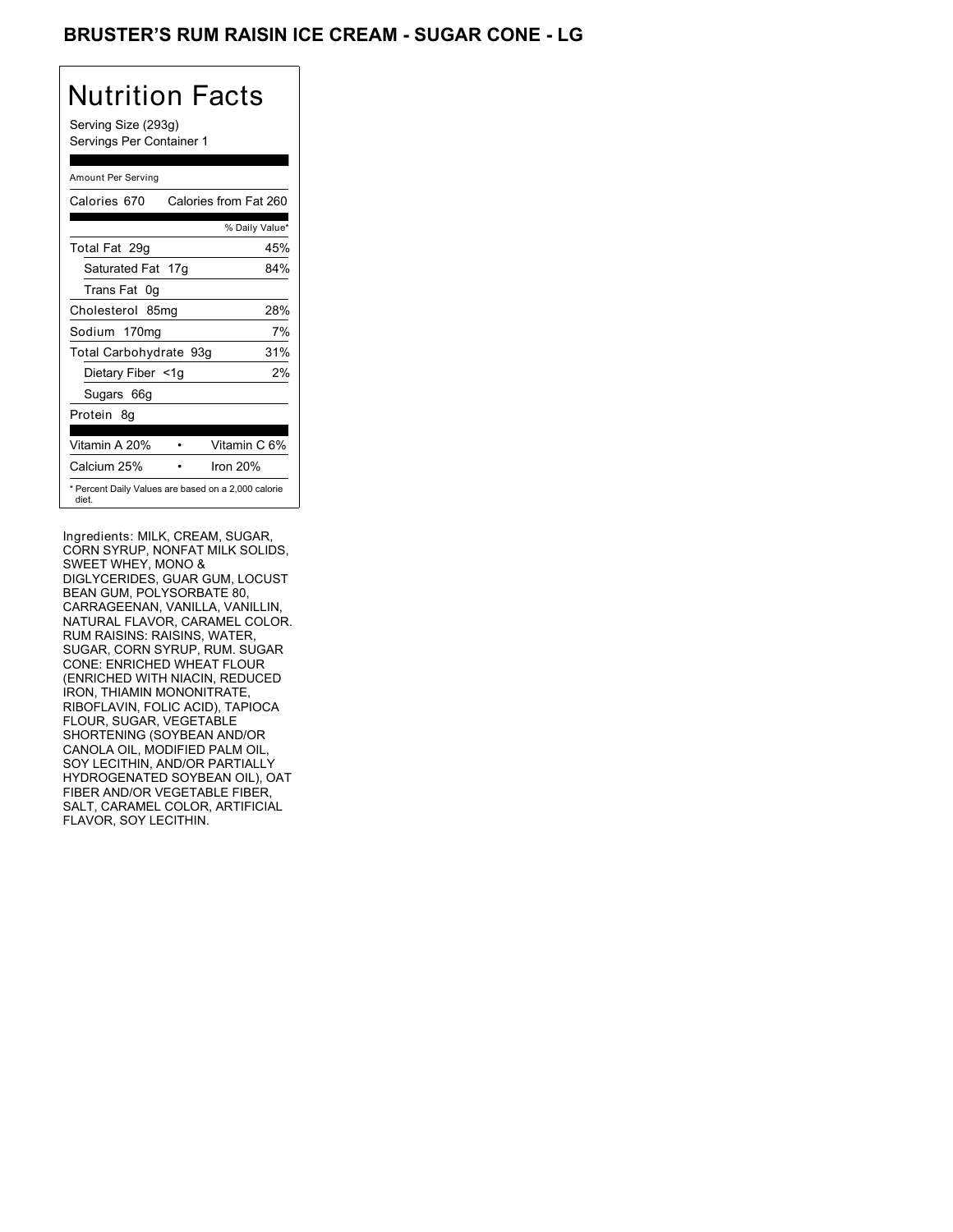# BRUSTER'S RUM RAISIN ICE CREAM - SUGAR CONE - LG

## Nutrition Facts

Serving Size (293g)
Servings Per Container 1

| Amount Per Serving | |
|---|---|
| Calories 670 | Calories from Fat 260 |
| | % Daily Value* |
| Total Fat 29g | 45% |
| Saturated Fat 17g | 84% |
| Trans Fat 0g | |
| Cholesterol 85mg | 28% |
| Sodium 170mg | 7% |
| Total Carbohydrate 93g | 31% |
| Dietary Fiber <1g | 2% |
| Sugars 66g | |
| Protein 8g | |
| Vitamin A 20% | Vitamin C 6% |
| Calcium 25% | Iron 20% |

* Percent Daily Values are based on a 2,000 calorie diet.

Ingredients: MILK, CREAM, SUGAR, CORN SYRUP, NONFAT MILK SOLIDS, SWEET WHEY, MONO & DIGLYCERIDES, GUAR GUM, LOCUST BEAN GUM, POLYSORBATE 80, CARRAGEENAN, VANILLA, VANILLIN, NATURAL FLAVOR, CARAMEL COLOR. RUM RAISINS: RAISINS, WATER, SUGAR, CORN SYRUP, RUM. SUGAR CONE: ENRICHED WHEAT FLOUR (ENRICHED WITH NIACIN, REDUCED IRON, THIAMIN MONONITRATE, RIBOFLAVIN, FOLIC ACID), TAPIOCA FLOUR, SUGAR, VEGETABLE SHORTENING (SOYBEAN AND/OR CANOLA OIL, MODIFIED PALM OIL, SOY LECITHIN, AND/OR PARTIALLY HYDROGENATED SOYBEAN OIL), OAT FIBER AND/OR VEGETABLE FIBER, SALT, CARAMEL COLOR, ARTIFICIAL FLAVOR, SOY LECITHIN.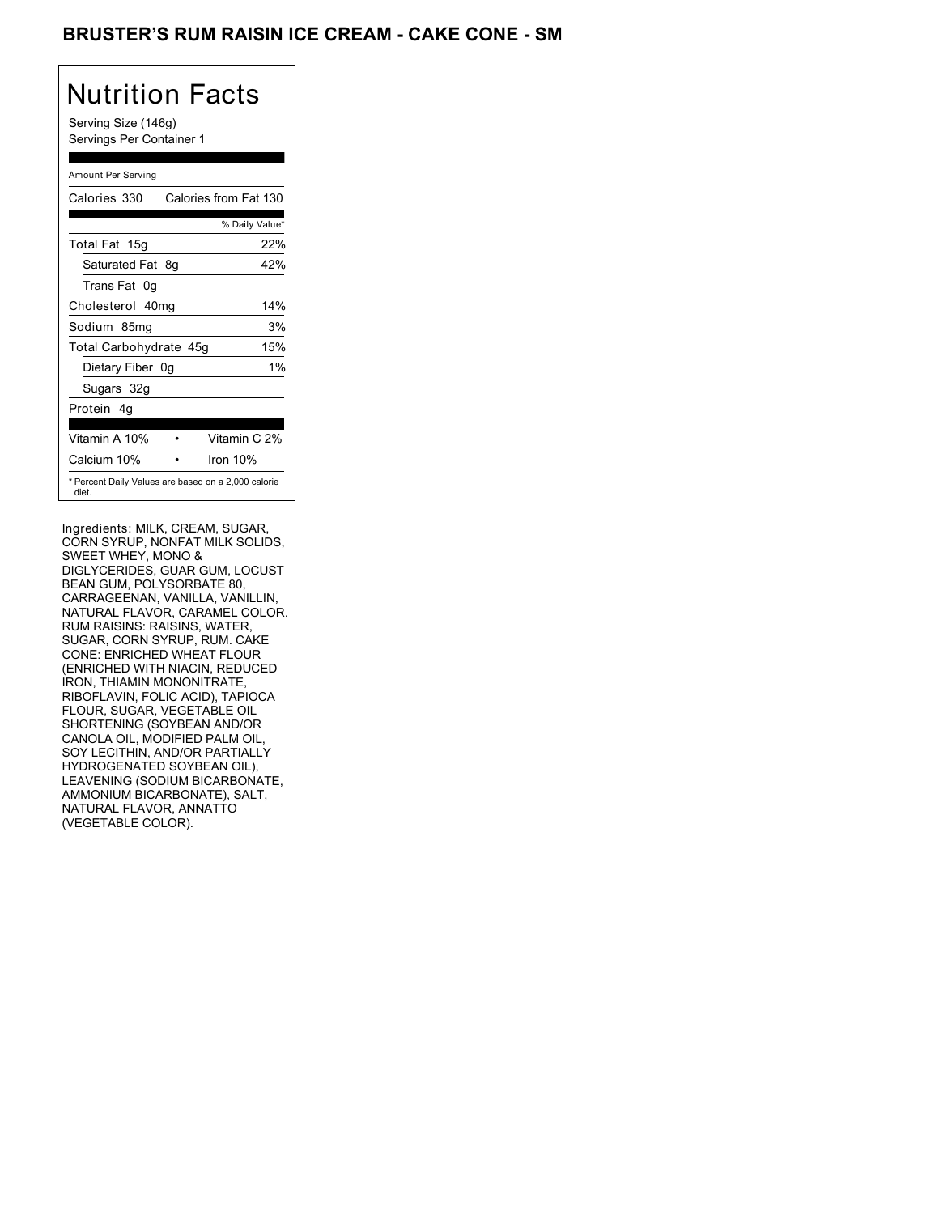# BRUSTER'S RUM RAISIN ICE CREAM - CAKE CONE - SM

## Nutrition Facts

Serving Size (146g)
Servings Per Container 1

Amount Per Serving

| | |
|---|---|
| Calories 330 | Calories from Fat 130 |
| | % Daily Value* |
| Total Fat 15g | 22% |
| Saturated Fat 8g | 42% |
| Trans Fat 0g | |
| Cholesterol 40mg | 14% |
| Sodium 85mg | 3% |
| Total Carbohydrate 45g | 15% |
| Dietary Fiber 0g | 1% |
| Sugars 32g | |
| Protein 4g | |
| Vitamin A 10% | Vitamin C 2% |
| Calcium 10% | Iron 10% |

* Percent Daily Values are based on a 2,000 calorie diet.

Ingredients: MILK, CREAM, SUGAR, CORN SYRUP, NONFAT MILK SOLIDS, SWEET WHEY, MONO & DIGLYCERIDES, GUAR GUM, LOCUST BEAN GUM, POLYSORBATE 80, CARRAGEENAN, VANILLA, VANILLIN, NATURAL FLAVOR, CARAMEL COLOR. RUM RAISINS: RAISINS, WATER, SUGAR, CORN SYRUP, RUM. CAKE CONE: ENRICHED WHEAT FLOUR (ENRICHED WITH NIACIN, REDUCED IRON, THIAMIN MONONITRATE, RIBOFLAVIN, FOLIC ACID), TAPIOCA FLOUR, SUGAR, VEGETABLE OIL SHORTENING (SOYBEAN AND/OR CANOLA OIL, MODIFIED PALM OIL, SOY LECITHIN, AND/OR PARTIALLY HYDROGENATED SOYBEAN OIL), LEAVENING (SODIUM BICARBONATE, AMMONIUM BICARBONATE), SALT, NATURAL FLAVOR, ANNATTO (VEGETABLE COLOR).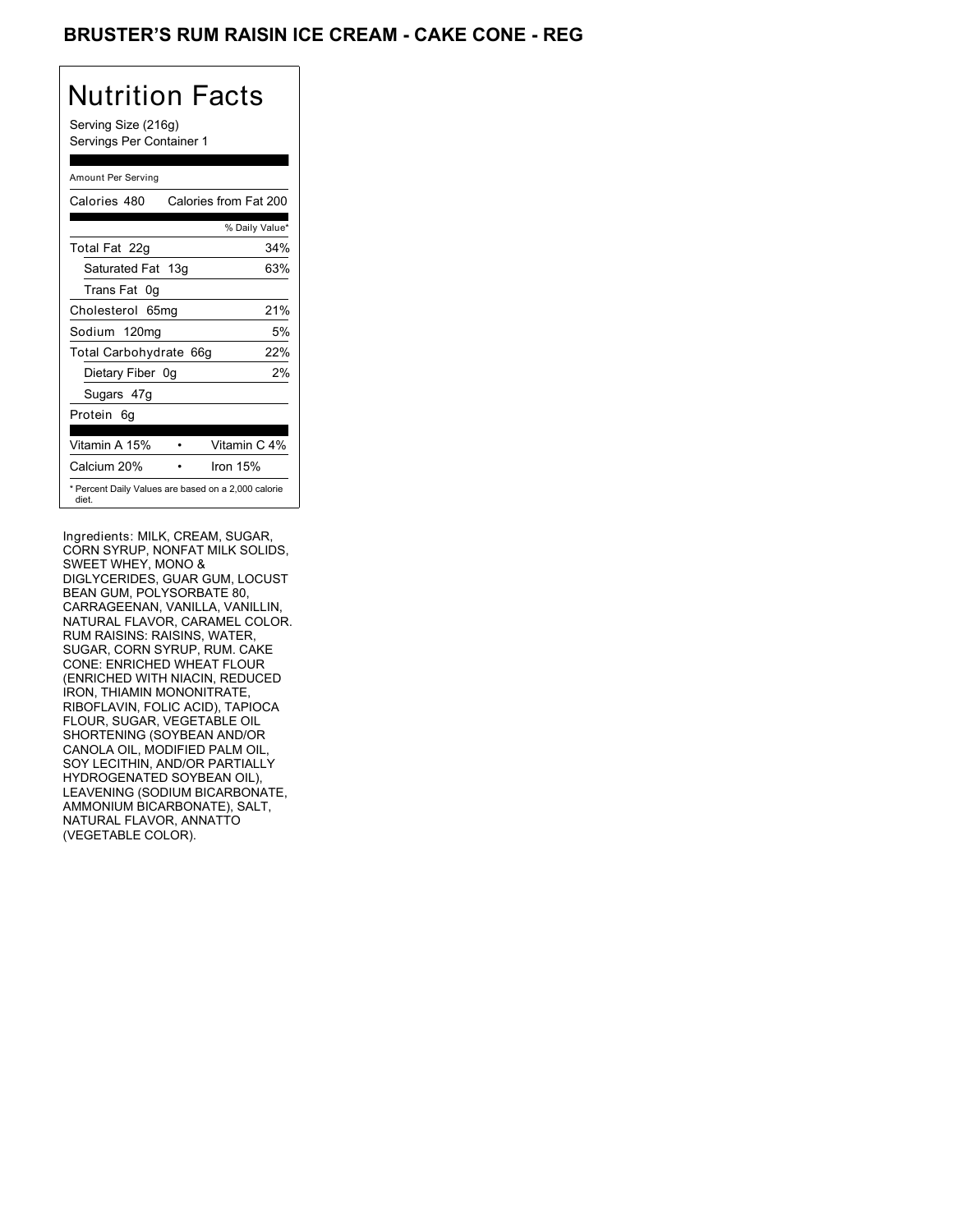## BRUSTER'S RUM RAISIN ICE CREAM - CAKE CONE - REG

# Nutrition Facts

Serving Size (216g)
Servings Per Container 1

Amount Per Serving

| Calories 480 | Calories from Fat 200 |
|---|---|
| | % Daily Value* |
| Total Fat 22g | 34% |
| Saturated Fat 13g | 63% |
| Trans Fat 0g | |
| Cholesterol 65mg | 21% |
| Sodium 120mg | 5% |
| Total Carbohydrate 66g | 22% |
| Dietary Fiber 0g | 2% |
| Sugars 47g | |
| Protein 6g | |
| Vitamin A 15% | Vitamin C 4% |
| Calcium 20% | Iron 15% |

* Percent Daily Values are based on a 2,000 calorie diet.

Ingredients: MILK, CREAM, SUGAR, CORN SYRUP, NONFAT MILK SOLIDS, SWEET WHEY, MONO & DIGLYCERIDES, GUAR GUM, LOCUST BEAN GUM, POLYSORBATE 80, CARRAGEENAN, VANILLA, VANILLIN, NATURAL FLAVOR, CARAMEL COLOR. RUM RAISINS: RAISINS, WATER, SUGAR, CORN SYRUP, RUM. CAKE CONE: ENRICHED WHEAT FLOUR (ENRICHED WITH NIACIN, REDUCED IRON, THIAMIN MONONITRATE, RIBOFLAVIN, FOLIC ACID), TAPIOCA FLOUR, SUGAR, VEGETABLE OIL SHORTENING (SOYBEAN AND/OR CANOLA OIL, MODIFIED PALM OIL, SOY LECITHIN, AND/OR PARTIALLY HYDROGENATED SOYBEAN OIL), LEAVENING (SODIUM BICARBONATE, AMMONIUM BICARBONATE), SALT, NATURAL FLAVOR, ANNATTO (VEGETABLE COLOR).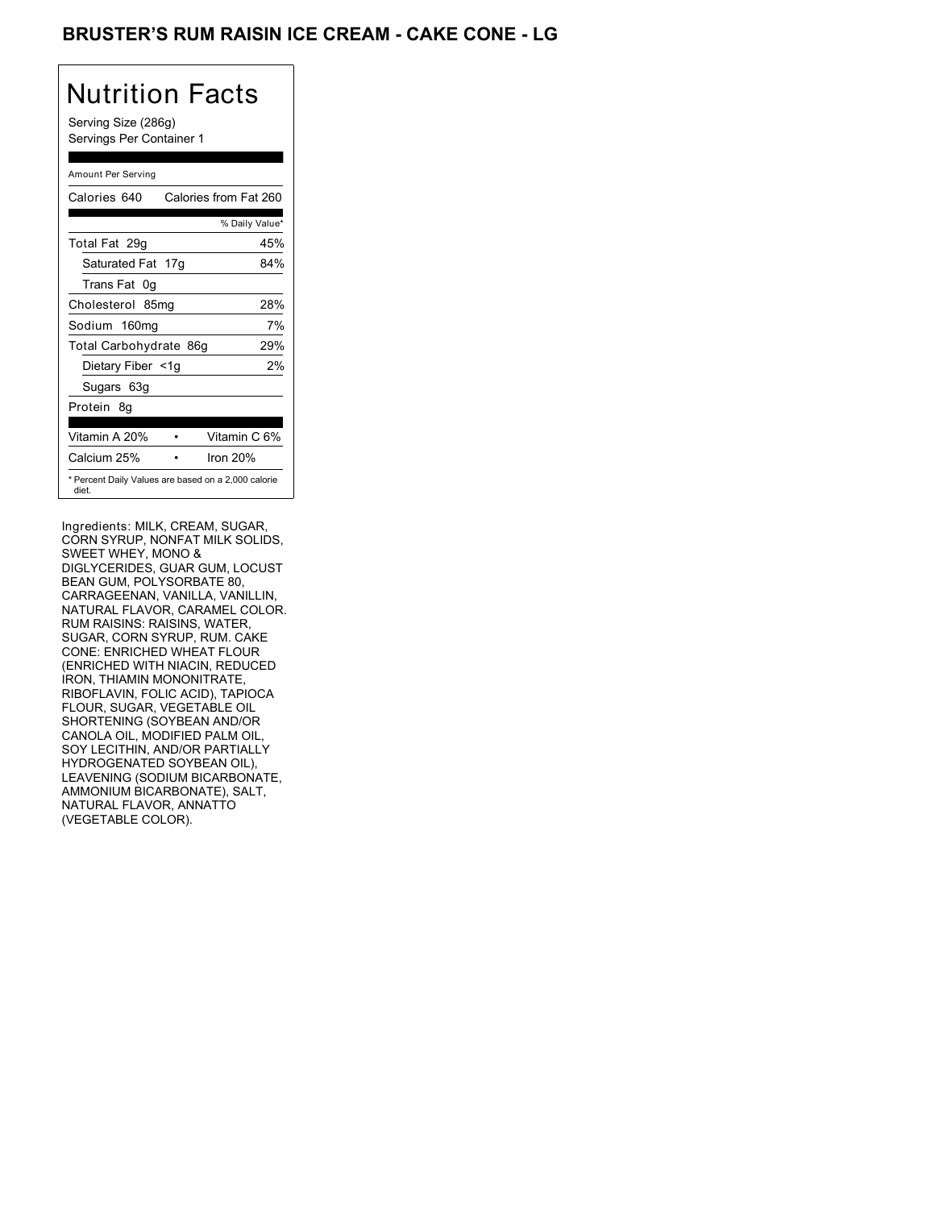# BRUSTER'S RUM RAISIN ICE CREAM - CAKE CONE - LG

## Nutrition Facts

Serving Size (286g)
Servings Per Container 1

Amount Per Serving

| Calories 640 | Calories from Fat 260 |
|---|---|
| | % Daily Value* |
| Total Fat 29g | 45% |
| Saturated Fat 17g | 84% |
| Trans Fat 0g | |
| Cholesterol 85mg | 28% |
| Sodium 160mg | 7% |
| Total Carbohydrate 86g | 29% |
| Dietary Fiber <1g | 2% |
| Sugars 63g | |
| Protein 8g | |

| Vitamin A 20% | • | Vitamin C 6% |
|---|---|---|
| Calcium 25% | • | Iron 20% |

* Percent Daily Values are based on a 2,000 calorie diet.

Ingredients: MILK, CREAM, SUGAR, CORN SYRUP, NONFAT MILK SOLIDS, SWEET WHEY, MONO & DIGLYCERIDES, GUAR GUM, LOCUST BEAN GUM, POLYSORBATE 80, CARRAGEENAN, VANILLA, VANILLIN, NATURAL FLAVOR, CARAMEL COLOR. RUM RAISINS: RAISINS, WATER, SUGAR, CORN SYRUP, RUM. CAKE CONE: ENRICHED WHEAT FLOUR (ENRICHED WITH NIACIN, REDUCED IRON, THIAMIN MONONITRATE, RIBOFLAVIN, FOLIC ACID), TAPIOCA FLOUR, SUGAR, VEGETABLE OIL SHORTENING (SOYBEAN AND/OR CANOLA OIL, MODIFIED PALM OIL, SOY LECITHIN, AND/OR PARTIALLY HYDROGENATED SOYBEAN OIL), LEAVENING (SODIUM BICARBONATE, AMMONIUM BICARBONATE), SALT, NATURAL FLAVOR, ANNATTO (VEGETABLE COLOR).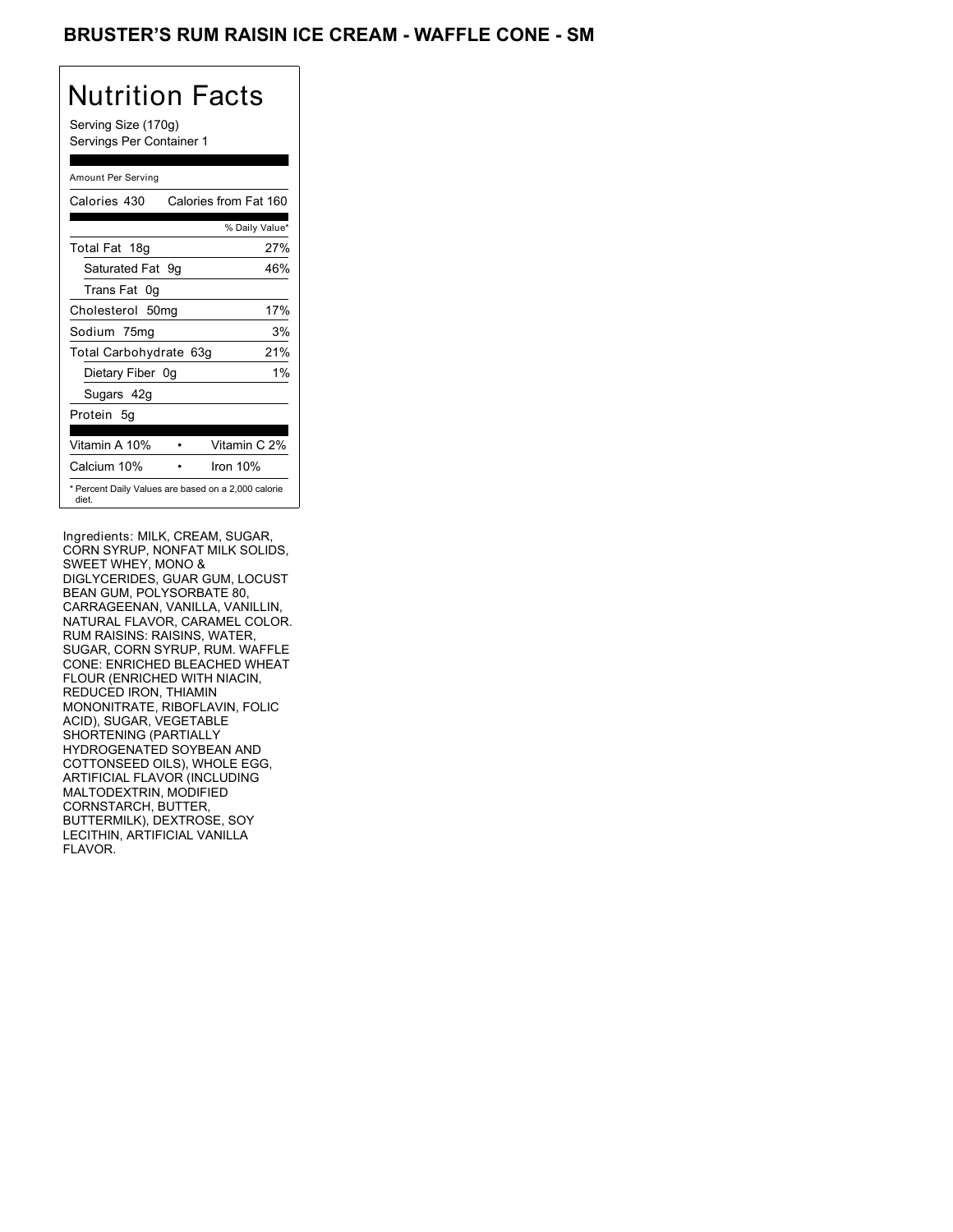## BRUSTER'S RUM RAISIN ICE CREAM - WAFFLE CONE - SM

# Nutrition Facts

Serving Size (170g)
Servings Per Container 1

Amount Per Serving

| Calories 430 | Calories from Fat 160 |
|---|---|
| | % Daily Value* |
| Total Fat 18g | 27% |
| Saturated Fat 9g | 46% |
| Trans Fat 0g | |
| Cholesterol 50mg | 17% |
| Sodium 75mg | 3% |
| Total Carbohydrate 63g | 21% |
| Dietary Fiber 0g | 1% |
| Sugars 42g | |
| Protein 5g | |
| Vitamin A 10% • | Vitamin C 2% |
| Calcium 10% • | Iron 10% |

* Percent Daily Values are based on a 2,000 calorie diet.

Ingredients: MILK, CREAM, SUGAR, CORN SYRUP, NONFAT MILK SOLIDS, SWEET WHEY, MONO & DIGLYCERIDES, GUAR GUM, LOCUST BEAN GUM, POLYSORBATE 80, CARRAGEENAN, VANILLA, VANILLIN, NATURAL FLAVOR, CARAMEL COLOR. RUM RAISINS: RAISINS, WATER, SUGAR, CORN SYRUP, RUM. WAFFLE CONE: ENRICHED BLEACHED WHEAT FLOUR (ENRICHED WITH NIACIN, REDUCED IRON, THIAMIN MONONITRATE, RIBOFLAVIN, FOLIC ACID), SUGAR, VEGETABLE SHORTENING (PARTIALLY HYDROGENATED SOYBEAN AND COTTONSEED OILS), WHOLE EGG, ARTIFICIAL FLAVOR (INCLUDING MALTODEXTRIN, MODIFIED CORNSTARCH, BUTTER, BUTTERMILK), DEXTROSE, SOY LECITHIN, ARTIFICIAL VANILLA FLAVOR.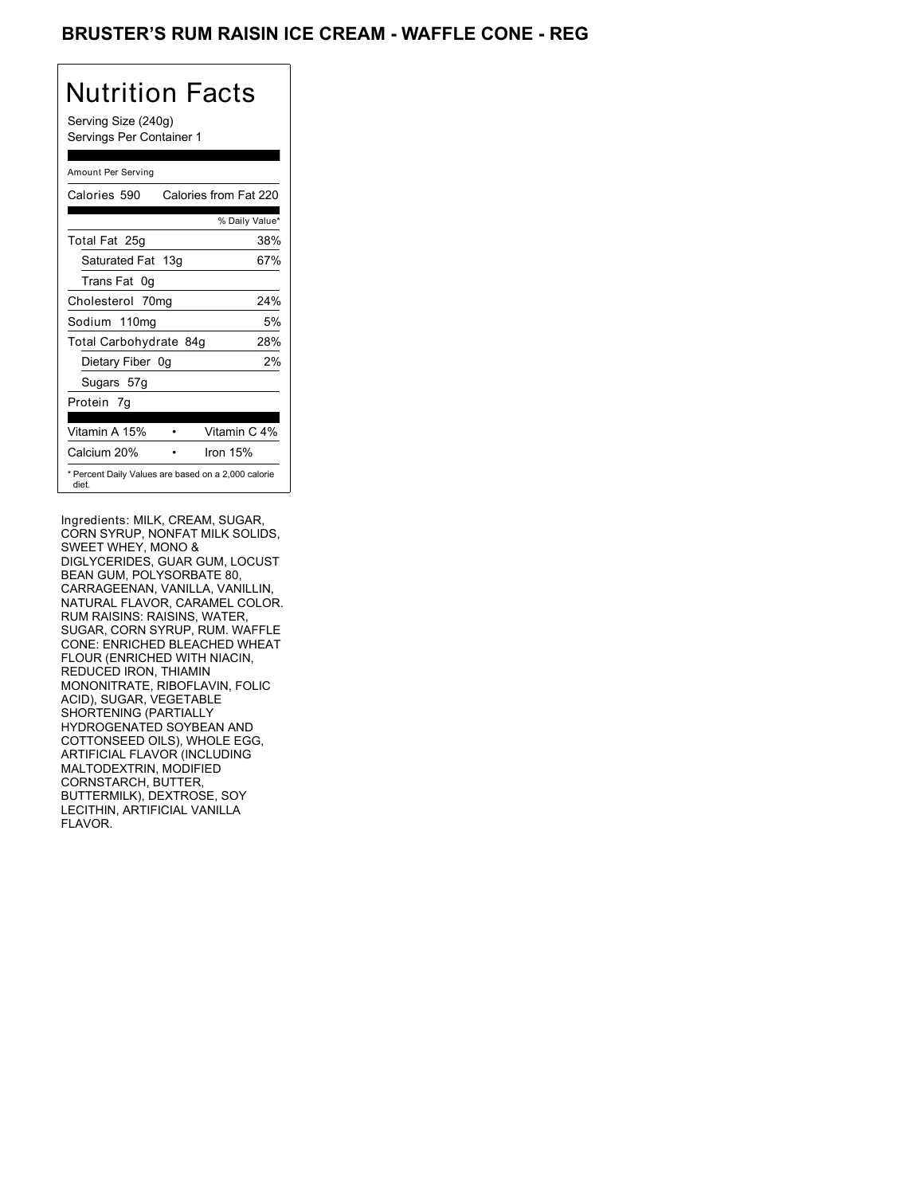# BRUSTER'S RUM RAISIN ICE CREAM - WAFFLE CONE - REG

## Nutrition Facts

Serving Size (240g)
Servings Per Container 1

Amount Per Serving

| Calories 590 | Calories from Fat 220 |
|---|---|
| | % Daily Value* |
| Total Fat 25g | 38% |
| Saturated Fat 13g | 67% |
| Trans Fat 0g | |
| Cholesterol 70mg | 24% |
| Sodium 110mg | 5% |
| Total Carbohydrate 84g | 28% |
| Dietary Fiber 0g | 2% |
| Sugars 57g | |
| Protein 7g | |

| Vitamin A 15% | • | Vitamin C 4% |
|---|---|---|
| Calcium 20% | • | Iron 15% |

* Percent Daily Values are based on a 2,000 calorie diet.

Ingredients: MILK, CREAM, SUGAR, CORN SYRUP, NONFAT MILK SOLIDS, SWEET WHEY, MONO & DIGLYCERIDES, GUAR GUM, LOCUST BEAN GUM, POLYSORBATE 80, CARRAGEENAN, VANILLA, VANILLIN, NATURAL FLAVOR, CARAMEL COLOR. RUM RAISINS: RAISINS, WATER, SUGAR, CORN SYRUP, RUM. WAFFLE CONE: ENRICHED BLEACHED WHEAT FLOUR (ENRICHED WITH NIACIN, REDUCED IRON, THIAMIN MONONITRATE, RIBOFLAVIN, FOLIC ACID), SUGAR, VEGETABLE SHORTENING (PARTIALLY HYDROGENATED SOYBEAN AND COTTONSEED OILS), WHOLE EGG, ARTIFICIAL FLAVOR (INCLUDING MALTODEXTRIN, MODIFIED CORNSTARCH, BUTTER, BUTTERMILK), DEXTROSE, SOY LECITHIN, ARTIFICIAL VANILLA FLAVOR.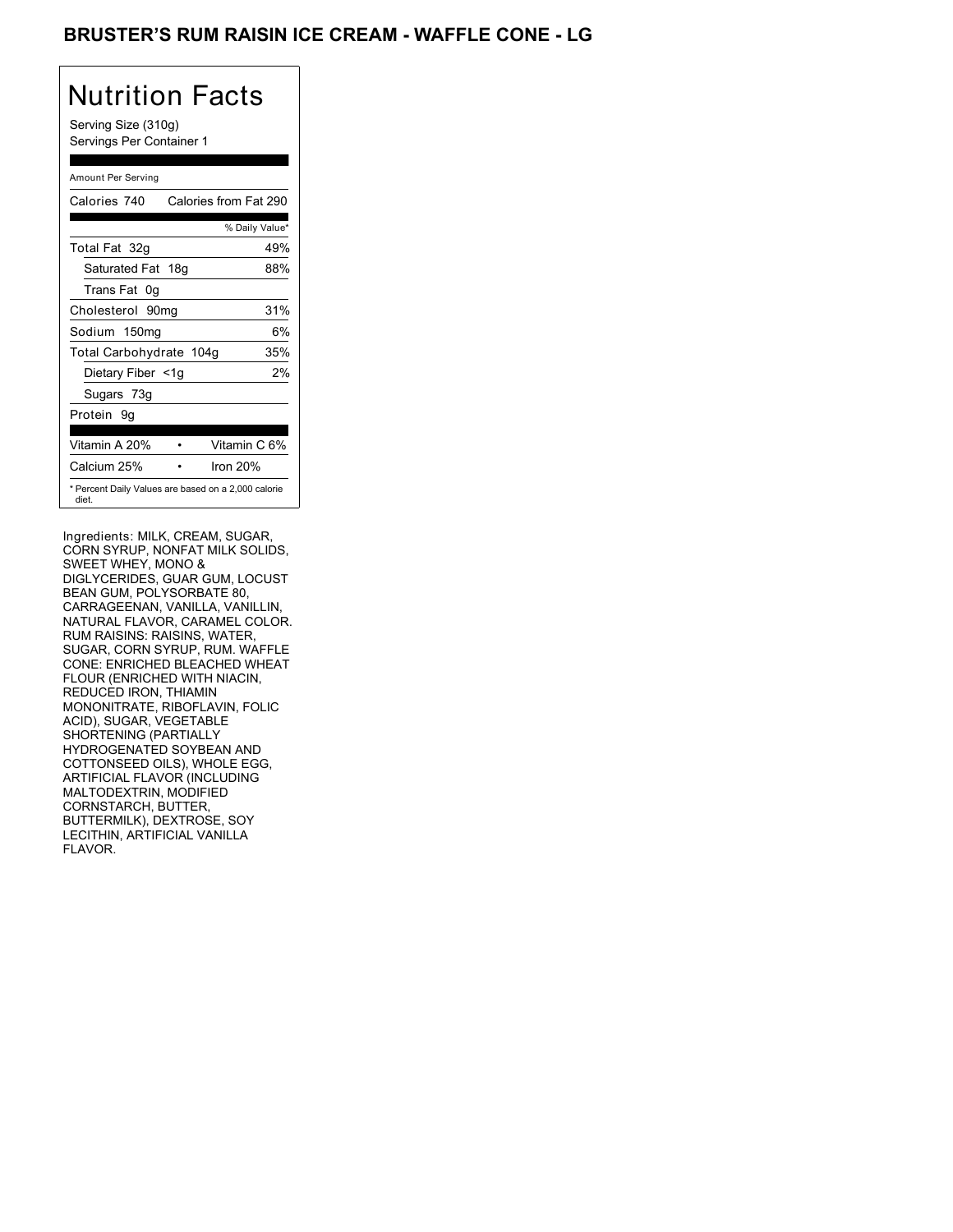# BRUSTER'S RUM RAISIN ICE CREAM - WAFFLE CONE - LG

## Nutrition Facts

Serving Size (310g)
Servings Per Container 1

Amount Per Serving

| | |
|---|---|
| Calories 740 | Calories from Fat 290 |
| | % Daily Value* |
| Total Fat 32g | 49% |
| Saturated Fat 18g | 88% |
| Trans Fat 0g | |
| Cholesterol 90mg | 31% |
| Sodium 150mg | 6% |
| Total Carbohydrate 104g | 35% |
| Dietary Fiber <1g | 2% |
| Sugars 73g | |
| Protein 9g | |
| Vitamin A 20% | Vitamin C 6% |
| Calcium 25% | Iron 20% |

* Percent Daily Values are based on a 2,000 calorie diet.

Ingredients: MILK, CREAM, SUGAR, CORN SYRUP, NONFAT MILK SOLIDS, SWEET WHEY, MONO & DIGLYCERIDES, GUAR GUM, LOCUST BEAN GUM, POLYSORBATE 80, CARRAGEENAN, VANILLA, VANILLIN, NATURAL FLAVOR, CARAMEL COLOR. RUM RAISINS: RAISINS, WATER, SUGAR, CORN SYRUP, RUM. WAFFLE CONE: ENRICHED BLEACHED WHEAT FLOUR (ENRICHED WITH NIACIN, REDUCED IRON, THIAMIN MONONITRATE, RIBOFLAVIN, FOLIC ACID), SUGAR, VEGETABLE SHORTENING (PARTIALLY HYDROGENATED SOYBEAN AND COTTONSEED OILS), WHOLE EGG, ARTIFICIAL FLAVOR (INCLUDING MALTODEXTRIN, MODIFIED CORNSTARCH, BUTTER, BUTTERMILK), DEXTROSE, SOY LECITHIN, ARTIFICIAL VANILLA FLAVOR.